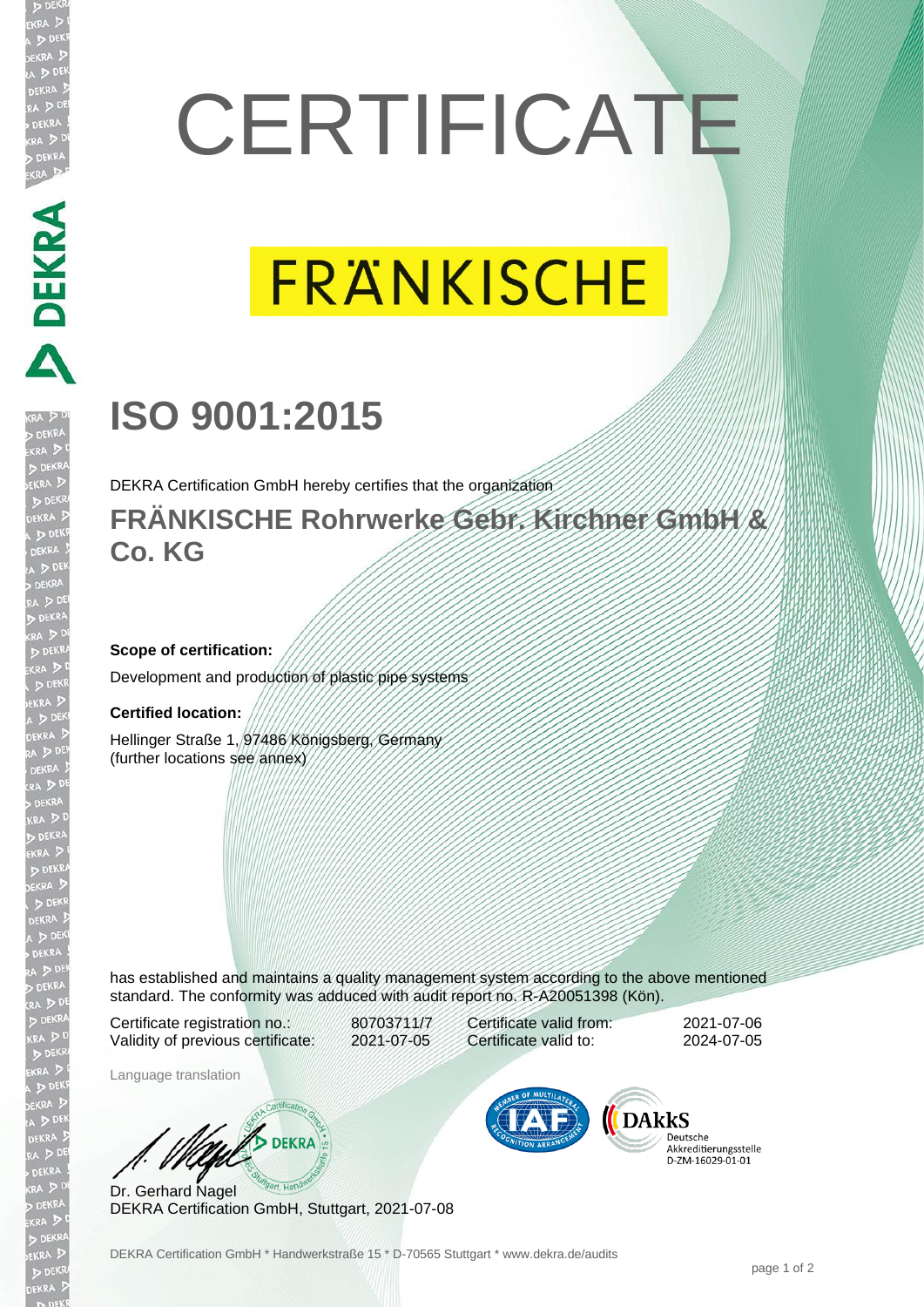# CERTIFICATE

FRÄNKISCHE

## ISO 9001:2015

DEKRA Certification GmbH hereby certifies that the organization

## FRÄNKISCHE Rohrwerke Gebr. Kirchner GmbH & Co. KG

**Scope of certification:**

Development and production of plastic pipe systems

**Certified location:**

Hellinger Straße 1, 97486 Königsberg, Germany
(further locations see annex)

has established and maintains a quality management system according to the above mentioned standard. The conformity was adduced with audit report no. R-A20051398 (Kön).

| | | | |
|---|---|---|---|
| Certificate registration no.: | 80703711/7 | Certificate valid from: | 2021-07-06 |
| Validity of previous certificate: | 2021-07-05 | Certificate valid to: | 2024-07-05 |

Language translation

Dr. Gerhard Nagel
DEKRA Certification GmbH, Stuttgart, 2021-07-08

DAkkS Deutsche Akkreditierungsstelle D-ZM-16029-01-01

DEKRA Certification GmbH * Handwerkstraße 15 * D-70565 Stuttgart * www.dekra.de/audits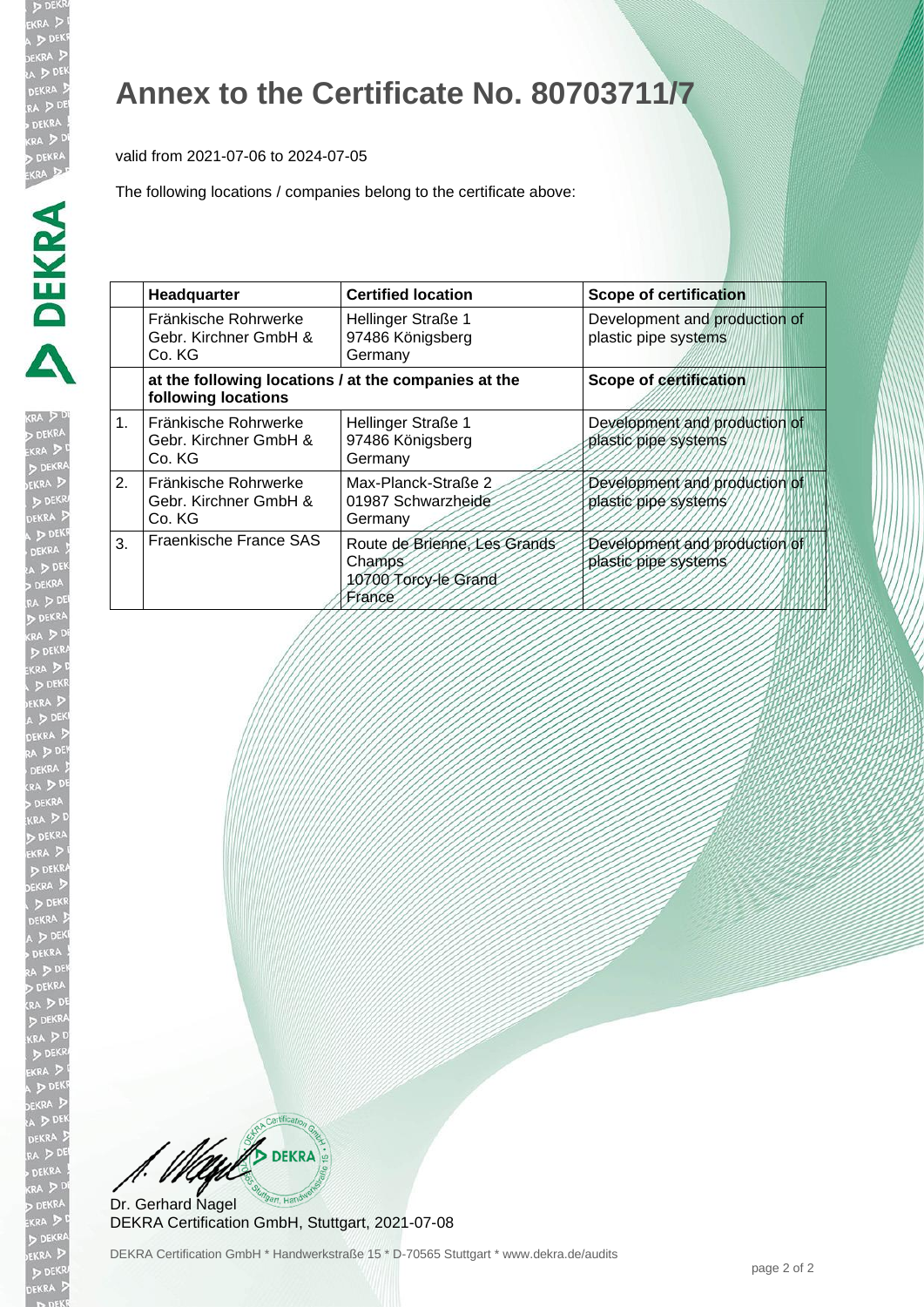# Annex to the Certificate No. 80703711/7

valid from 2021-07-06 to 2024-07-05

The following locations / companies belong to the certificate above:

| | Headquarter | Certified location | Scope of certification |
|---|---|---|---|
| | Fränkische Rohrwerke Gebr. Kirchner GmbH & Co. KG | Hellinger Straße 1 97486 Königsberg Germany | Development and production of plastic pipe systems |
| | **at the following locations / at the companies at the following locations** | | **Scope of certification** |
| 1. | Fränkische Rohrwerke Gebr. Kirchner GmbH & Co. KG | Hellinger Straße 1 97486 Königsberg Germany | Development and production of plastic pipe systems |
| 2. | Fränkische Rohrwerke Gebr. Kirchner GmbH & Co. KG | Max-Planck-Straße 2 01987 Schwarzheide Germany | Development and production of plastic pipe systems |
| 3. | Fraenkische France SAS | Route de Brienne, Les Grands Champs 10700 Torcy-le Grand France | Development and production of plastic pipe systems |

Dr. Gerhard Nagel
DEKRA Certification GmbH, Stuttgart, 2021-07-08

DEKRA Certification GmbH * Handwerkstraße 15 * D-70565 Stuttgart * www.dekra.de/audits